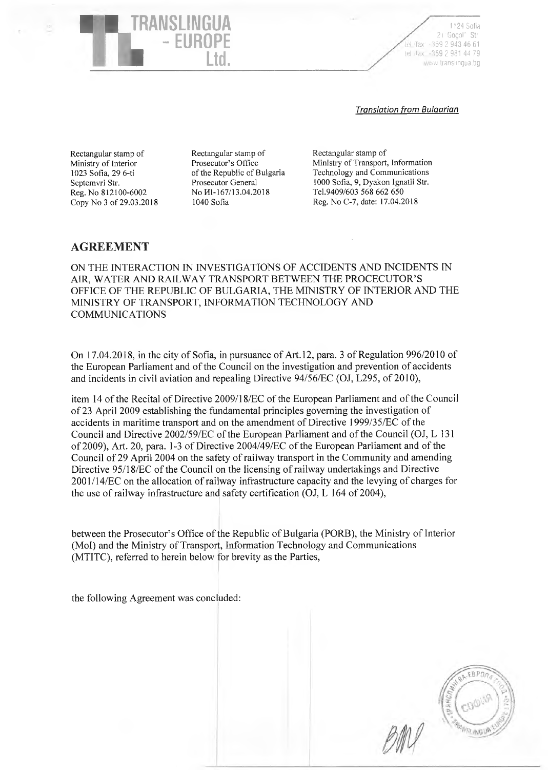*Translation from Bulgarian*

| Rectangular stamp of Ministry of Interior 1023 Sofia, 29 6-ti Septemvri Str. Reg. No 812100-6002 Copy No 3 of 29.03.2018 | Rectangular stamp of Prosecutor's Office of the Republic of Bulgaria Prosecutor General No И-167/13.04.2018 1040 Sofia | Rectangular stamp of Ministry of Transport, Information Technology and Communications 1000 Sofia, 9, Dyakon Ignatii Str. Tel.9409/603 568 662 650 Reg. No C-7, date: 17.04.2018 |
|---|---|---|

# AGREEMENT

ON THE INTERACTION IN INVESTIGATIONS OF ACCIDENTS AND INCIDENTS IN AIR, WATER AND RAILWAY TRANSPORT BETWEEN THE PROCECUTOR'S OFFICE OF THE REPUBLIC OF BULGARIA, THE MINISTRY OF INTERIOR AND THE MINISTRY OF TRANSPORT, INFORMATION TECHNOLOGY AND COMMUNICATIONS

On 17.04.2018, in the city of Sofia, in pursuance of Art.12, para. 3 of Regulation 996/2010 of the European Parliament and of the Council on the investigation and prevention of accidents and incidents in civil aviation and repealing Directive 94/56/EC (OJ, L295, of 2010),

item 14 of the Recital of Directive 2009/18/EC of the European Parliament and of the Council of 23 April 2009 establishing the fundamental principles governing the investigation of accidents in maritime transport and on the amendment of Directive 1999/35/EC of the Council and Directive 2002/59/EC of the European Parliament and of the Council (OJ, L 131 of 2009), Art. 20, para. 1-3 of Directive 2004/49/EC of the European Parliament and of the Council of 29 April 2004 on the safety of railway transport in the Community and amending Directive 95/18/EC of the Council on the licensing of railway undertakings and Directive 2001/14/EC on the allocation of railway infrastructure capacity and the levying of charges for the use of railway infrastructure and safety certification (OJ, L 164 of 2004),

between the Prosecutor's Office of the Republic of Bulgaria (PORB), the Ministry of Interior (MoI) and the Ministry of Transport, Information Technology and Communications (MTITC), referred to herein below for brevity as the Parties,

the following Agreement was concluded: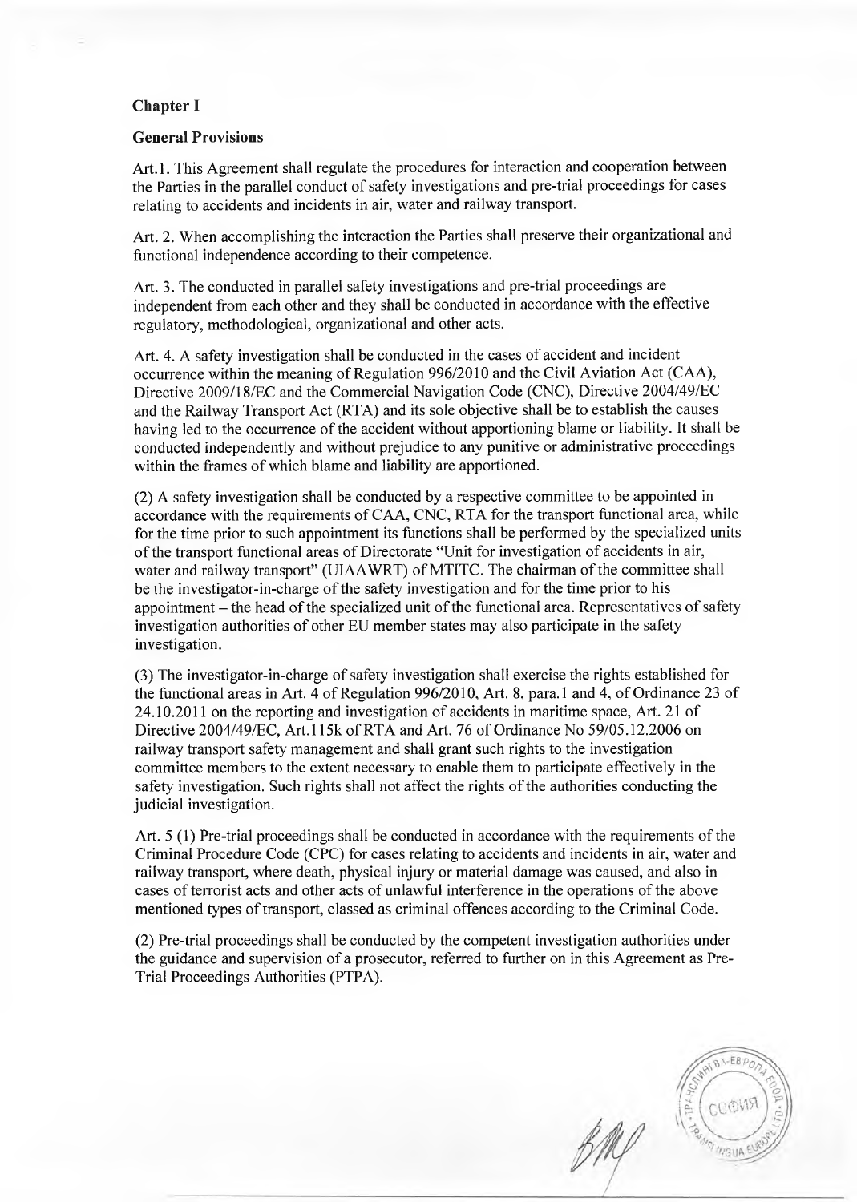**Chapter I**

**General Provisions**

Art.1. This Agreement shall regulate the procedures for interaction and cooperation between the Parties in the parallel conduct of safety investigations and pre-trial proceedings for cases relating to accidents and incidents in air, water and railway transport.

Art. 2. When accomplishing the interaction the Parties shall preserve their organizational and functional independence according to their competence.

Art. 3. The conducted in parallel safety investigations and pre-trial proceedings are independent from each other and they shall be conducted in accordance with the effective regulatory, methodological, organizational and other acts.

Art. 4. A safety investigation shall be conducted in the cases of accident and incident occurrence within the meaning of Regulation 996/2010 and the Civil Aviation Act (CAA), Directive 2009/18/EC and the Commercial Navigation Code (CNC), Directive 2004/49/EC and the Railway Transport Act (RTA) and its sole objective shall be to establish the causes having led to the occurrence of the accident without apportioning blame or liability. It shall be conducted independently and without prejudice to any punitive or administrative proceedings within the frames of which blame and liability are apportioned.

(2) A safety investigation shall be conducted by a respective committee to be appointed in accordance with the requirements of CAA, CNC, RTA for the transport functional area, while for the time prior to such appointment its functions shall be performed by the specialized units of the transport functional areas of Directorate "Unit for investigation of accidents in air, water and railway transport" (UIAAWRT) of MTITC. The chairman of the committee shall be the investigator-in-charge of the safety investigation and for the time prior to his appointment – the head of the specialized unit of the functional area. Representatives of safety investigation authorities of other EU member states may also participate in the safety investigation.

(3) The investigator-in-charge of safety investigation shall exercise the rights established for the functional areas in Art. 4 of Regulation 996/2010, Art. 8, para.1 and 4, of Ordinance 23 of 24.10.2011 on the reporting and investigation of accidents in maritime space, Art. 21 of Directive 2004/49/EC, Art.115k of RTA and Art. 76 of Ordinance No 59/05.12.2006 on railway transport safety management and shall grant such rights to the investigation committee members to the extent necessary to enable them to participate effectively in the safety investigation. Such rights shall not affect the rights of the authorities conducting the judicial investigation.

Art. 5 (1) Pre-trial proceedings shall be conducted in accordance with the requirements of the Criminal Procedure Code (CPC) for cases relating to accidents and incidents in air, water and railway transport, where death, physical injury or material damage was caused, and also in cases of terrorist acts and other acts of unlawful interference in the operations of the above mentioned types of transport, classed as criminal offences according to the Criminal Code.

(2) Pre-trial proceedings shall be conducted by the competent investigation authorities under the guidance and supervision of a prosecutor, referred to further on in this Agreement as Pre-Trial Proceedings Authorities (PTPA).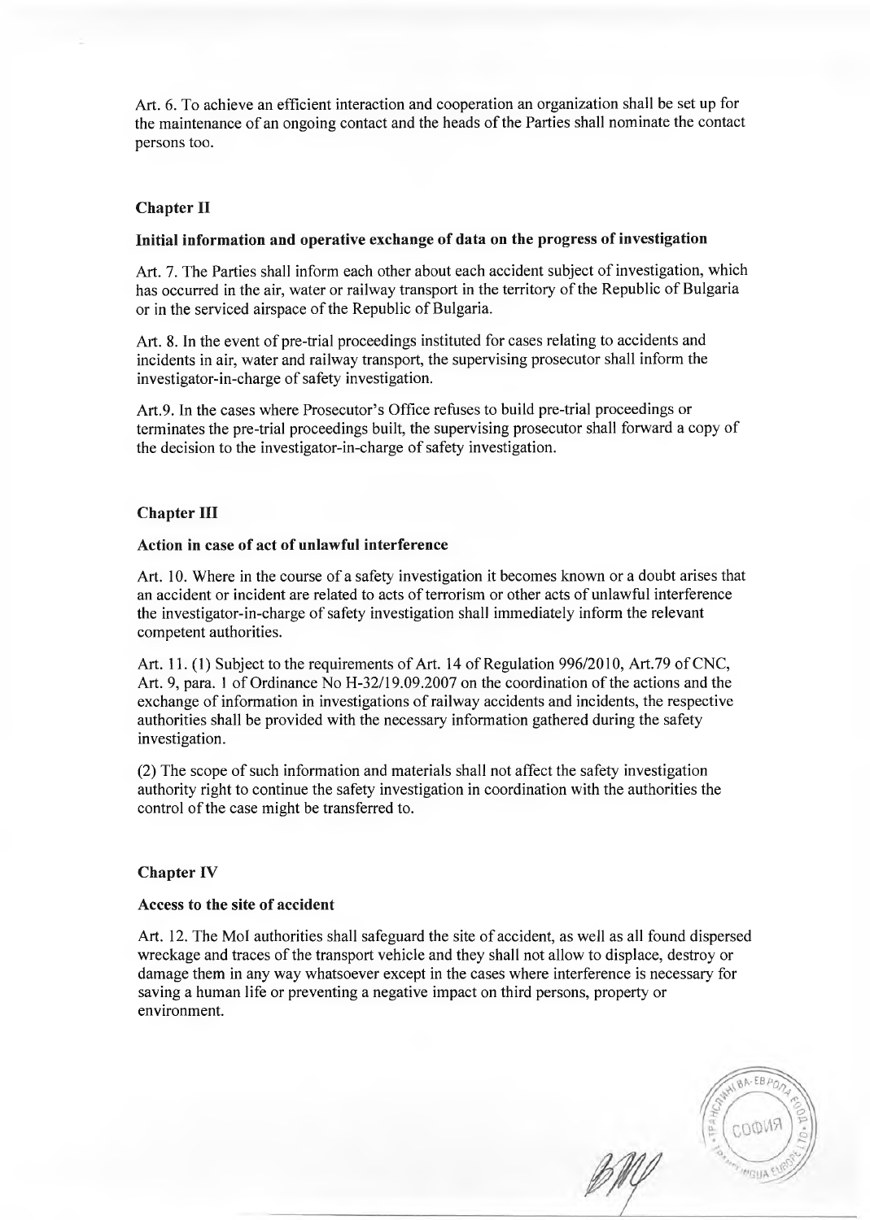Art. 6. To achieve an efficient interaction and cooperation an organization shall be set up for the maintenance of an ongoing contact and the heads of the Parties shall nominate the contact persons too.

## Chapter II

### Initial information and operative exchange of data on the progress of investigation

Art. 7. The Parties shall inform each other about each accident subject of investigation, which has occurred in the air, water or railway transport in the territory of the Republic of Bulgaria or in the serviced airspace of the Republic of Bulgaria.

Art. 8. In the event of pre-trial proceedings instituted for cases relating to accidents and incidents in air, water and railway transport, the supervising prosecutor shall inform the investigator-in-charge of safety investigation.

Art.9. In the cases where Prosecutor's Office refuses to build pre-trial proceedings or terminates the pre-trial proceedings built, the supervising prosecutor shall forward a copy of the decision to the investigator-in-charge of safety investigation.

## Chapter III

### Action in case of act of unlawful interference

Art. 10. Where in the course of a safety investigation it becomes known or a doubt arises that an accident or incident are related to acts of terrorism or other acts of unlawful interference the investigator-in-charge of safety investigation shall immediately inform the relevant competent authorities.

Art. 11. (1) Subject to the requirements of Art. 14 of Regulation 996/2010, Art.79 of CNC, Art. 9, para. 1 of Ordinance No H-32/19.09.2007 on the coordination of the actions and the exchange of information in investigations of railway accidents and incidents, the respective authorities shall be provided with the necessary information gathered during the safety investigation.

(2) The scope of such information and materials shall not affect the safety investigation authority right to continue the safety investigation in coordination with the authorities the control of the case might be transferred to.

## Chapter IV

### Access to the site of accident

Art. 12. The MoI authorities shall safeguard the site of accident, as well as all found dispersed wreckage and traces of the transport vehicle and they shall not allow to displace, destroy or damage them in any way whatsoever except in the cases where interference is necessary for saving a human life or preventing a negative impact on third persons, property or environment.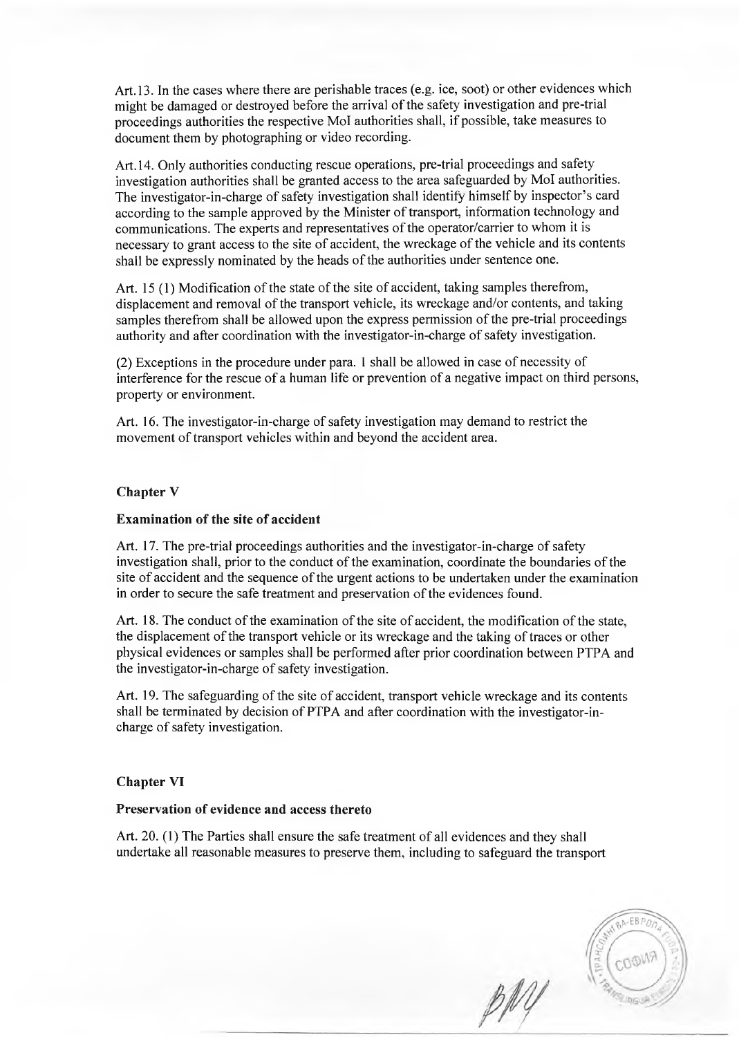Art.13. In the cases where there are perishable traces (e.g. ice, soot) or other evidences which might be damaged or destroyed before the arrival of the safety investigation and pre-trial proceedings authorities the respective MoI authorities shall, if possible, take measures to document them by photographing or video recording.

Art.14. Only authorities conducting rescue operations, pre-trial proceedings and safety investigation authorities shall be granted access to the area safeguarded by MoI authorities. The investigator-in-charge of safety investigation shall identify himself by inspector's card according to the sample approved by the Minister of transport, information technology and communications. The experts and representatives of the operator/carrier to whom it is necessary to grant access to the site of accident, the wreckage of the vehicle and its contents shall be expressly nominated by the heads of the authorities under sentence one.

Art. 15 (1) Modification of the state of the site of accident, taking samples therefrom, displacement and removal of the transport vehicle, its wreckage and/or contents, and taking samples therefrom shall be allowed upon the express permission of the pre-trial proceedings authority and after coordination with the investigator-in-charge of safety investigation.

(2) Exceptions in the procedure under para. 1 shall be allowed in case of necessity of interference for the rescue of a human life or prevention of a negative impact on third persons, property or environment.

Art. 16. The investigator-in-charge of safety investigation may demand to restrict the movement of transport vehicles within and beyond the accident area.

**Chapter V**

**Examination of the site of accident**

Art. 17. The pre-trial proceedings authorities and the investigator-in-charge of safety investigation shall, prior to the conduct of the examination, coordinate the boundaries of the site of accident and the sequence of the urgent actions to be undertaken under the examination in order to secure the safe treatment and preservation of the evidences found.

Art. 18. The conduct of the examination of the site of accident, the modification of the state, the displacement of the transport vehicle or its wreckage and the taking of traces or other physical evidences or samples shall be performed after prior coordination between PTPA and the investigator-in-charge of safety investigation.

Art. 19. The safeguarding of the site of accident, transport vehicle wreckage and its contents shall be terminated by decision of PTPA and after coordination with the investigator-in-charge of safety investigation.

**Chapter VI**

**Preservation of evidence and access thereto**

Art. 20. (1) The Parties shall ensure the safe treatment of all evidences and they shall undertake all reasonable measures to preserve them, including to safeguard the transport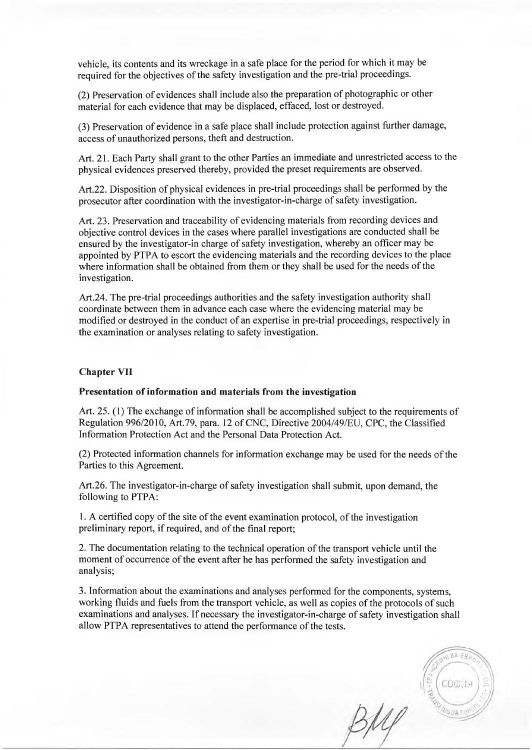vehicle, its contents and its wreckage in a safe place for the period for which it may be required for the objectives of the safety investigation and the pre-trial proceedings.

(2) Preservation of evidences shall include also the preparation of photographic or other material for each evidence that may be displaced, effaced, lost or destroyed.

(3) Preservation of evidence in a safe place shall include protection against further damage, access of unauthorized persons, theft and destruction.

Art. 21. Each Party shall grant to the other Parties an immediate and unrestricted access to the physical evidences preserved thereby, provided the preset requirements are observed.

Art.22. Disposition of physical evidences in pre-trial proceedings shall be performed by the prosecutor after coordination with the investigator-in-charge of safety investigation.

Art. 23. Preservation and traceability of evidencing materials from recording devices and objective control devices in the cases where parallel investigations are conducted shall be ensured by the investigator-in charge of safety investigation, whereby an officer may be appointed by PTPA to escort the evidencing materials and the recording devices to the place where information shall be obtained from them or they shall be used for the needs of the investigation.

Art.24. The pre-trial proceedings authorities and the safety investigation authority shall coordinate between them in advance each case where the evidencing material may be modified or destroyed in the conduct of an expertise in pre-trial proceedings, respectively in the examination or analyses relating to safety investigation.

## Chapter VII

### Presentation of information and materials from the investigation

Art. 25. (1) The exchange of information shall be accomplished subject to the requirements of Regulation 996/2010, Art.79, para. 12 of CNC, Directive 2004/49/EU, CPC, the Classified Information Protection Act and the Personal Data Protection Act.

(2) Protected information channels for information exchange may be used for the needs of the Parties to this Agreement.

Art.26. The investigator-in-charge of safety investigation shall submit, upon demand, the following to PTPA:

1. A certified copy of the site of the event examination protocol, of the investigation preliminary report, if required, and of the final report;

2. The documentation relating to the technical operation of the transport vehicle until the moment of occurrence of the event after he has performed the safety investigation and analysis;

3. Information about the examinations and analyses performed for the components, systems, working fluids and fuels from the transport vehicle, as well as copies of the protocols of such examinations and analyses. If necessary the investigator-in-charge of safety investigation shall allow PTPA representatives to attend the performance of the tests.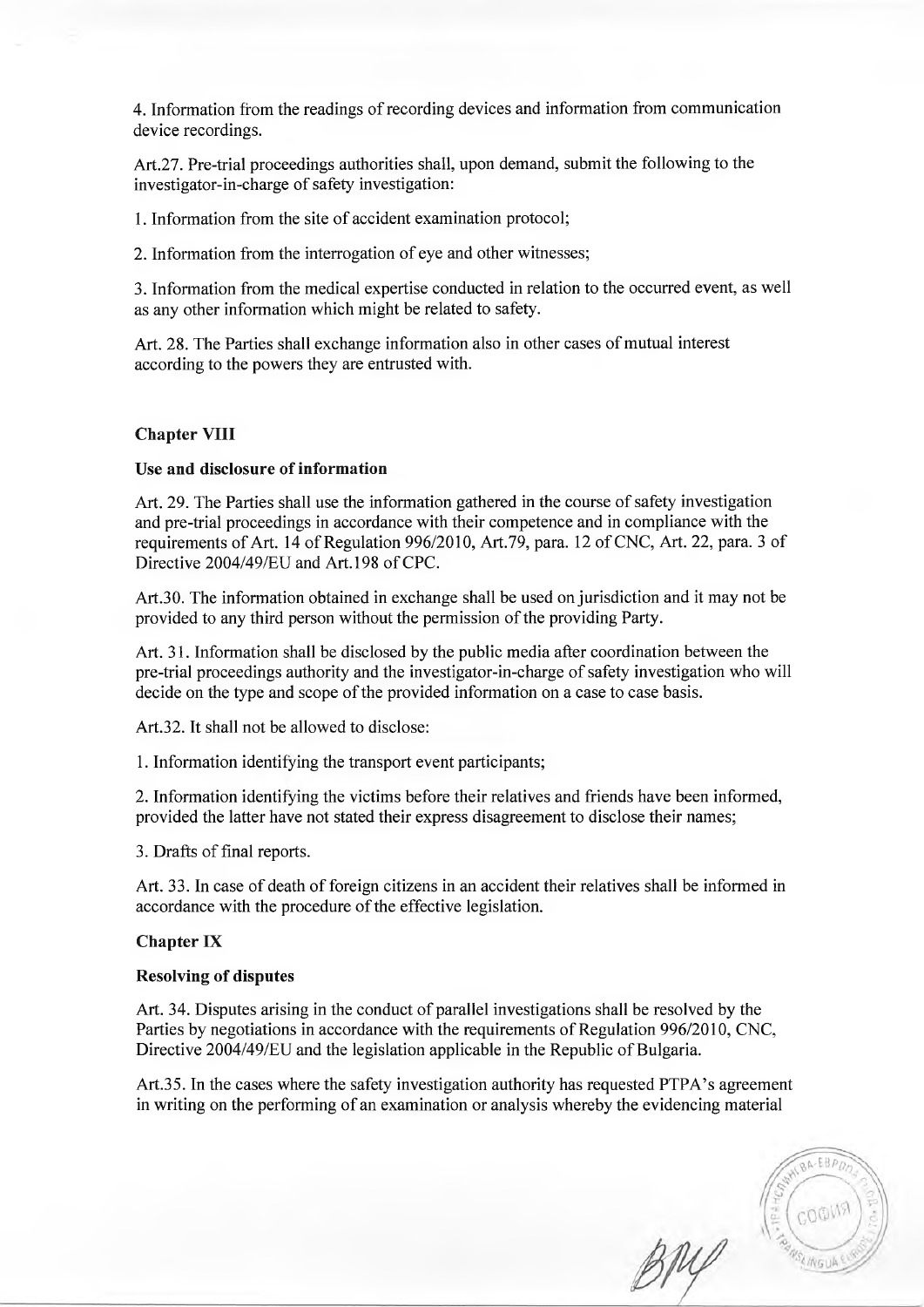4. Information from the readings of recording devices and information from communication device recordings.

Art.27. Pre-trial proceedings authorities shall, upon demand, submit the following to the investigator-in-charge of safety investigation:

1. Information from the site of accident examination protocol;

2. Information from the interrogation of eye and other witnesses;

3. Information from the medical expertise conducted in relation to the occurred event, as well as any other information which might be related to safety.

Art. 28. The Parties shall exchange information also in other cases of mutual interest according to the powers they are entrusted with.

## Chapter VIII

### Use and disclosure of information

Art. 29. The Parties shall use the information gathered in the course of safety investigation and pre-trial proceedings in accordance with their competence and in compliance with the requirements of Art. 14 of Regulation 996/2010, Art.79, para. 12 of CNC, Art. 22, para. 3 of Directive 2004/49/EU and Art.198 of CPC.

Art.30. The information obtained in exchange shall be used on jurisdiction and it may not be provided to any third person without the permission of the providing Party.

Art. 31. Information shall be disclosed by the public media after coordination between the pre-trial proceedings authority and the investigator-in-charge of safety investigation who will decide on the type and scope of the provided information on a case to case basis.

Art.32. It shall not be allowed to disclose:

1. Information identifying the transport event participants;

2. Information identifying the victims before their relatives and friends have been informed, provided the latter have not stated their express disagreement to disclose their names;

3. Drafts of final reports.

Art. 33. In case of death of foreign citizens in an accident their relatives shall be informed in accordance with the procedure of the effective legislation.

## Chapter IX

### Resolving of disputes

Art. 34. Disputes arising in the conduct of parallel investigations shall be resolved by the Parties by negotiations in accordance with the requirements of Regulation 996/2010, CNC, Directive 2004/49/EU and the legislation applicable in the Republic of Bulgaria.

Art.35. In the cases where the safety investigation authority has requested PTPA's agreement in writing on the performing of an examination or analysis whereby the evidencing material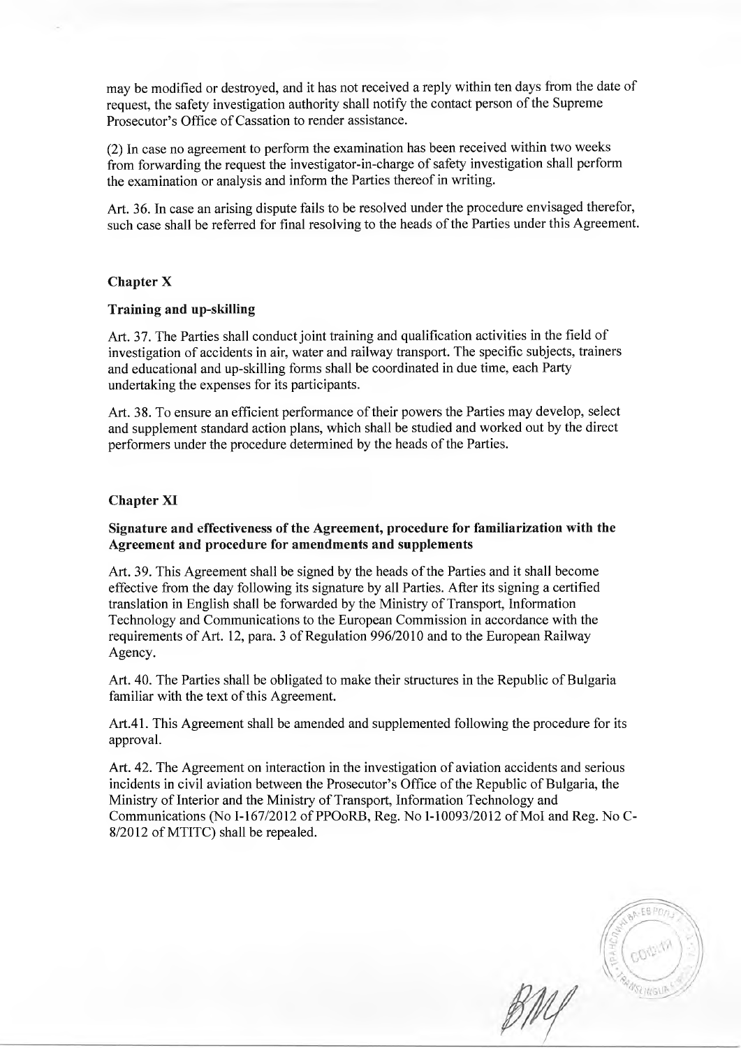may be modified or destroyed, and it has not received a reply within ten days from the date of request, the safety investigation authority shall notify the contact person of the Supreme Prosecutor's Office of Cassation to render assistance.

(2) In case no agreement to perform the examination has been received within two weeks from forwarding the request the investigator-in-charge of safety investigation shall perform the examination or analysis and inform the Parties thereof in writing.

Art. 36. In case an arising dispute fails to be resolved under the procedure envisaged therefor, such case shall be referred for final resolving to the heads of the Parties under this Agreement.

## Chapter X

### Training and up-skilling

Art. 37. The Parties shall conduct joint training and qualification activities in the field of investigation of accidents in air, water and railway transport. The specific subjects, trainers and educational and up-skilling forms shall be coordinated in due time, each Party undertaking the expenses for its participants.

Art. 38. To ensure an efficient performance of their powers the Parties may develop, select and supplement standard action plans, which shall be studied and worked out by the direct performers under the procedure determined by the heads of the Parties.

## Chapter XI

### Signature and effectiveness of the Agreement, procedure for familiarization with the Agreement and procedure for amendments and supplements

Art. 39. This Agreement shall be signed by the heads of the Parties and it shall become effective from the day following its signature by all Parties. After its signing a certified translation in English shall be forwarded by the Ministry of Transport, Information Technology and Communications to the European Commission in accordance with the requirements of Art. 12, para. 3 of Regulation 996/2010 and to the European Railway Agency.

Art. 40. The Parties shall be obligated to make their structures in the Republic of Bulgaria familiar with the text of this Agreement.

Art.41. This Agreement shall be amended and supplemented following the procedure for its approval.

Art. 42. The Agreement on interaction in the investigation of aviation accidents and serious incidents in civil aviation between the Prosecutor's Office of the Republic of Bulgaria, the Ministry of Interior and the Ministry of Transport, Information Technology and Communications (No I-167/2012 of PPOoRB, Reg. No I-10093/2012 of MoI and Reg. No C-8/2012 of MTITC) shall be repealed.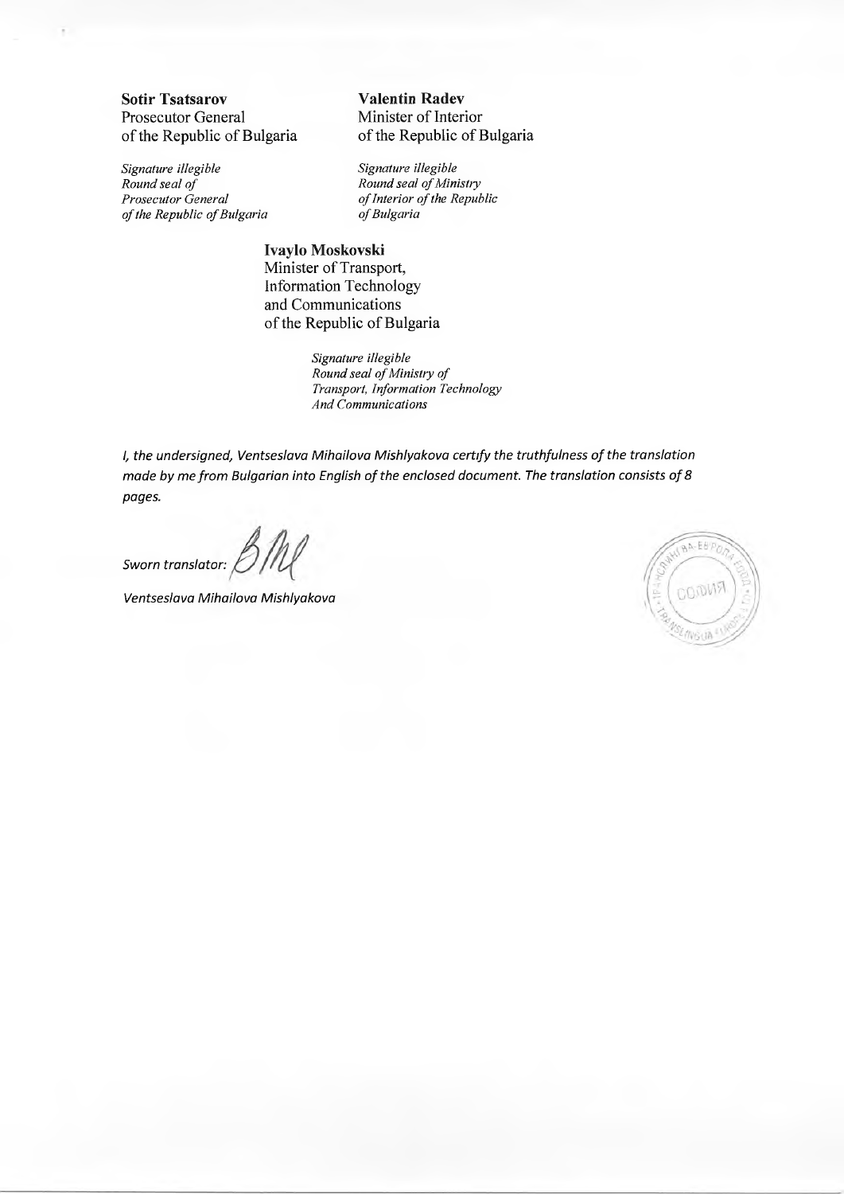**Sotir Tsatsarov**
Prosecutor General
of the Republic of Bulgaria

*Signature illegible*
*Round seal of*
*Prosecutor General*
*of the Republic of Bulgaria*

**Valentin Radev**
Minister of Interior
of the Republic of Bulgaria

*Signature illegible*
*Round seal of Ministry*
*of Interior of the Republic*
*of Bulgaria*

**Ivaylo Moskovski**
Minister of Transport,
Information Technology
and Communications
of the Republic of Bulgaria

*Signature illegible*
*Round seal of Ministry of*
*Transport, Information Technology*
*And Communications*

*I, the undersigned, Ventseslava Mihailova Mishlyakova certify the truthfulness of the translation made by me from Bulgarian into English of the enclosed document. The translation consists of 8 pages.*

*Sworn translator:*

*Ventseslava Mihailova Mishlyakova*